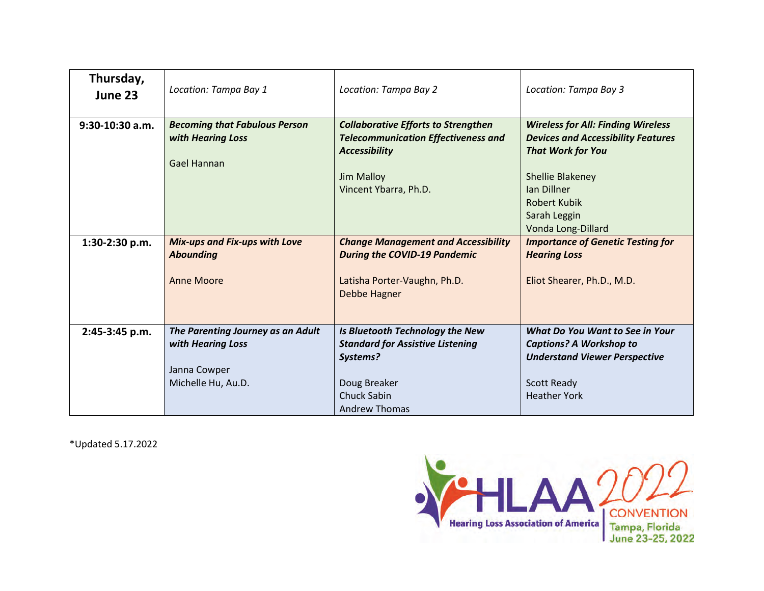| **Thursday, June 23** | *Location: Tampa Bay 1* | *Location: Tampa Bay 2* | *Location: Tampa Bay 3* |
|---|---|---|---|
| **9:30-10:30 a.m.** | ***Becoming that Fabulous Person with Hearing Loss***<br><br>Gael Hannan | ***Collaborative Efforts to Strengthen Telecommunication Effectiveness and Accessibility***<br><br>Jim Malloy<br>Vincent Ybarra, Ph.D. | ***Wireless for All: Finding Wireless Devices and Accessibility Features That Work for You***<br><br>Shellie Blakeney<br>Ian Dillner<br>Robert Kubik<br>Sarah Leggin<br>Vonda Long-Dillard |
| **1:30-2:30 p.m.** | ***Mix-ups and Fix-ups with Love Abounding***<br><br>Anne Moore | ***Change Management and Accessibility During the COVID-19 Pandemic***<br><br>Latisha Porter-Vaughn, Ph.D.<br>Debbe Hagner | ***Importance of Genetic Testing for Hearing Loss***<br><br>Eliot Shearer, Ph.D., M.D. |
| **2:45-3:45 p.m.** | ***The Parenting Journey as an Adult with Hearing Loss***<br><br>Janna Cowper<br>Michelle Hu, Au.D. | ***Is Bluetooth Technology the New Standard for Assistive Listening Systems?***<br><br>Doug Breaker<br>Chuck Sabin<br>Andrew Thomas | ***What Do You Want to See in Your Captions? A Workshop to Understand Viewer Perspective***<br><br>Scott Ready<br>Heather York |

*Updated 5.17.2022

HLAA 2022 CONVENTION
Hearing Loss Association of America
Tampa, Florida
June 23-25, 2022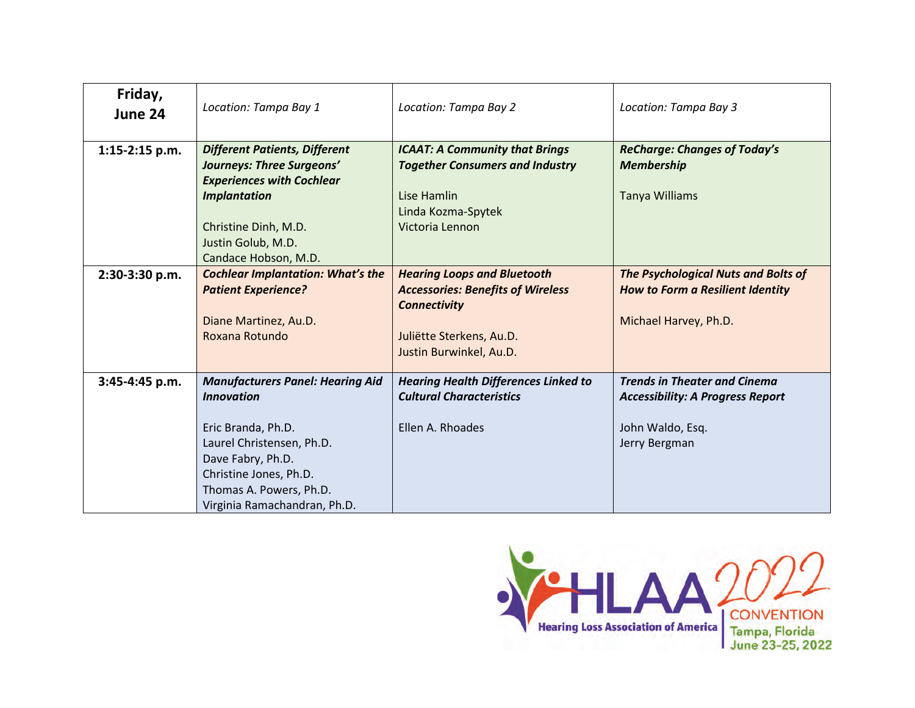| Friday, June 24 | *Location: Tampa Bay 1* | *Location: Tampa Bay 2* | *Location: Tampa Bay 3* |
|---|---|---|---|
| **1:15-2:15 p.m.** | ***Different Patients, Different Journeys: Three Surgeons' Experiences with Cochlear Implantation***<br><br>Christine Dinh, M.D.<br>Justin Golub, M.D.<br>Candace Hobson, M.D. | ***ICAAT: A Community that Brings Together Consumers and Industry***<br><br>Lise Hamlin<br>Linda Kozma-Spytek<br>Victoria Lennon | ***ReCharge: Changes of Today's Membership***<br><br>Tanya Williams |
| **2:30-3:30 p.m.** | ***Cochlear Implantation: What's the Patient Experience?***<br><br>Diane Martinez, Au.D.<br>Roxana Rotundo | ***Hearing Loops and Bluetooth Accessories: Benefits of Wireless Connectivity***<br><br>Juliëtte Sterkens, Au.D.<br>Justin Burwinkel, Au.D. | ***The Psychological Nuts and Bolts of How to Form a Resilient Identity***<br><br>Michael Harvey, Ph.D. |
| **3:45-4:45 p.m.** | ***Manufacturers Panel: Hearing Aid Innovation***<br><br>Eric Branda, Ph.D.<br>Laurel Christensen, Ph.D.<br>Dave Fabry, Ph.D.<br>Christine Jones, Ph.D.<br>Thomas A. Powers, Ph.D.<br>Virginia Ramachandran, Ph.D. | ***Hearing Health Differences Linked to Cultural Characteristics***<br><br>Ellen A. Rhoades | ***Trends in Theater and Cinema Accessibility: A Progress Report***<br><br>John Waldo, Esq.<br>Jerry Bergman |

HLAA 2022 CONVENTION
Hearing Loss Association of America
Tampa, Florida
June 23-25, 2022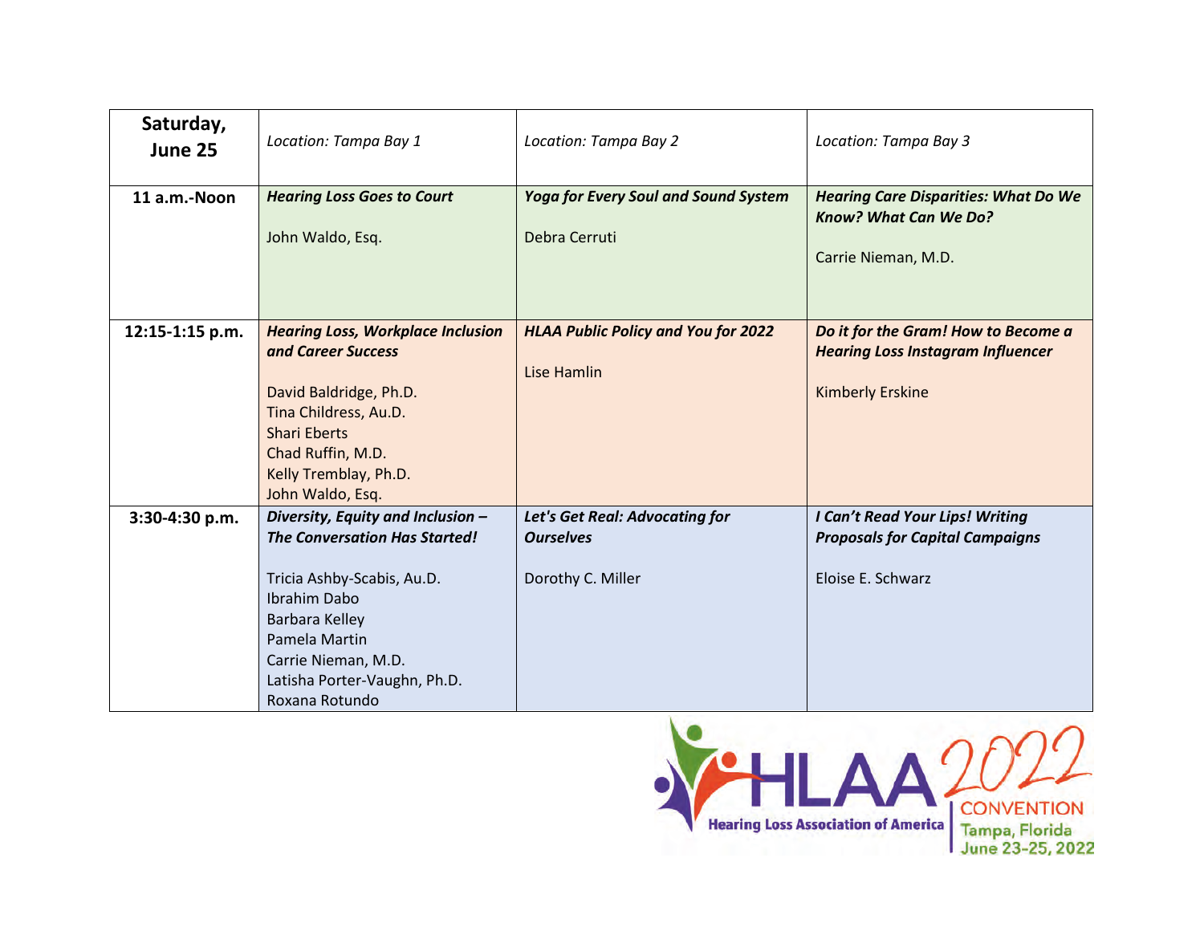| Saturday, June 25 | Location: Tampa Bay 1 | Location: Tampa Bay 2 | Location: Tampa Bay 3 |
|---|---|---|---|
| **11 a.m.-Noon** | ***Hearing Loss Goes to Court***<br><br>John Waldo, Esq. | ***Yoga for Every Soul and Sound System***<br><br>Debra Cerruti | ***Hearing Care Disparities: What Do We Know? What Can We Do?***<br><br>Carrie Nieman, M.D. |
| **12:15-1:15 p.m.** | ***Hearing Loss, Workplace Inclusion and Career Success***<br><br>David Baldridge, Ph.D.<br>Tina Childress, Au.D.<br>Shari Eberts<br>Chad Ruffin, M.D.<br>Kelly Tremblay, Ph.D.<br>John Waldo, Esq. | ***HLAA Public Policy and You for 2022***<br><br>Lise Hamlin | ***Do it for the Gram! How to Become a Hearing Loss Instagram Influencer***<br><br>Kimberly Erskine |
| **3:30-4:30 p.m.** | ***Diversity, Equity and Inclusion – The Conversation Has Started!***<br><br>Tricia Ashby-Scabis, Au.D.<br>Ibrahim Dabo<br>Barbara Kelley<br>Pamela Martin<br>Carrie Nieman, M.D.<br>Latisha Porter-Vaughn, Ph.D.<br>Roxana Rotundo | ***Let's Get Real: Advocating for Ourselves***<br><br>Dorothy C. Miller | ***I Can't Read Your Lips! Writing Proposals for Capital Campaigns***<br><br>Eloise E. Schwarz |

HLAA 2022 CONVENTION
Hearing Loss Association of America
Tampa, Florida
June 23-25, 2022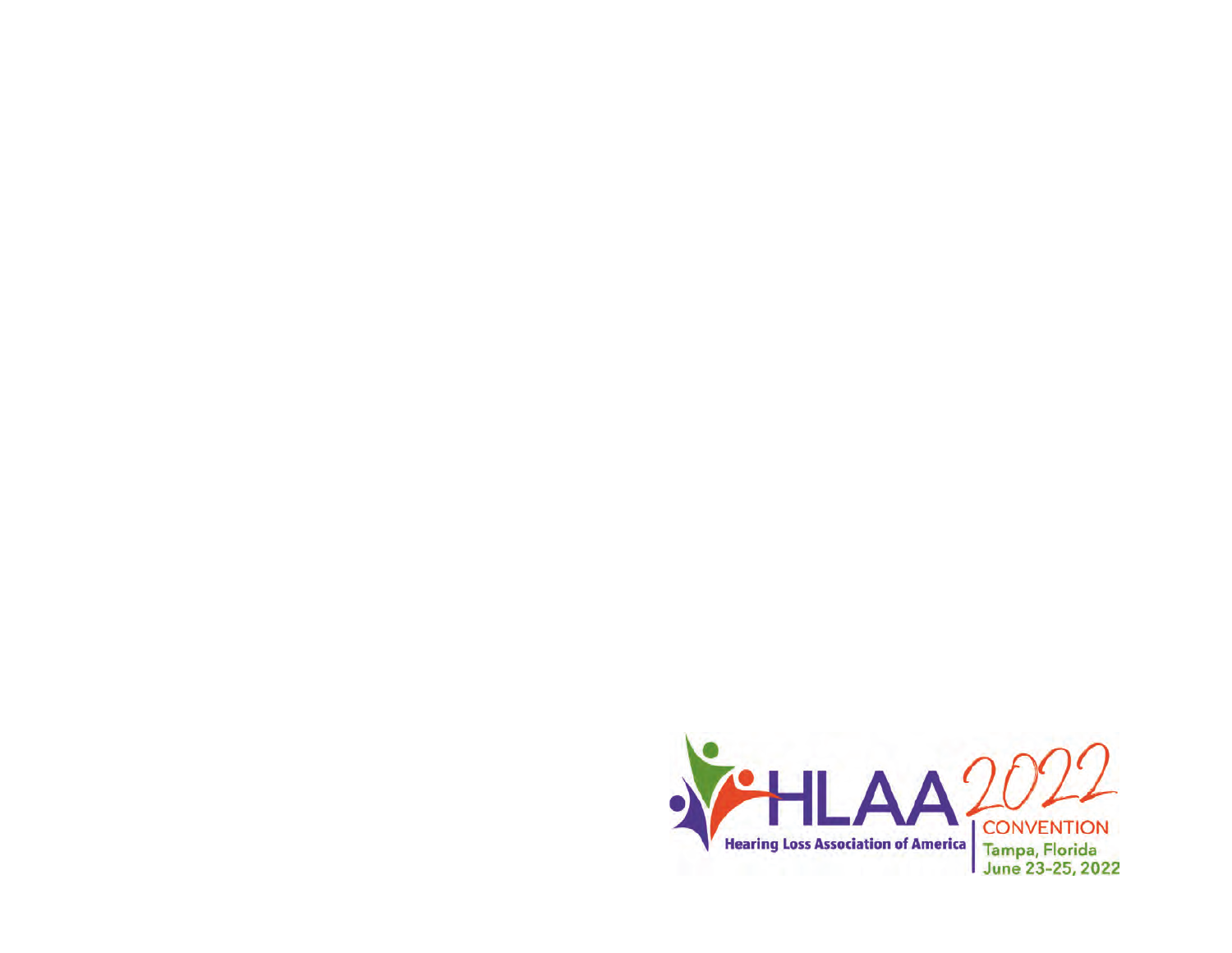HLAA 2022

Hearing Loss Association of America

CONVENTION

Tampa, Florida

June 23-25, 2022